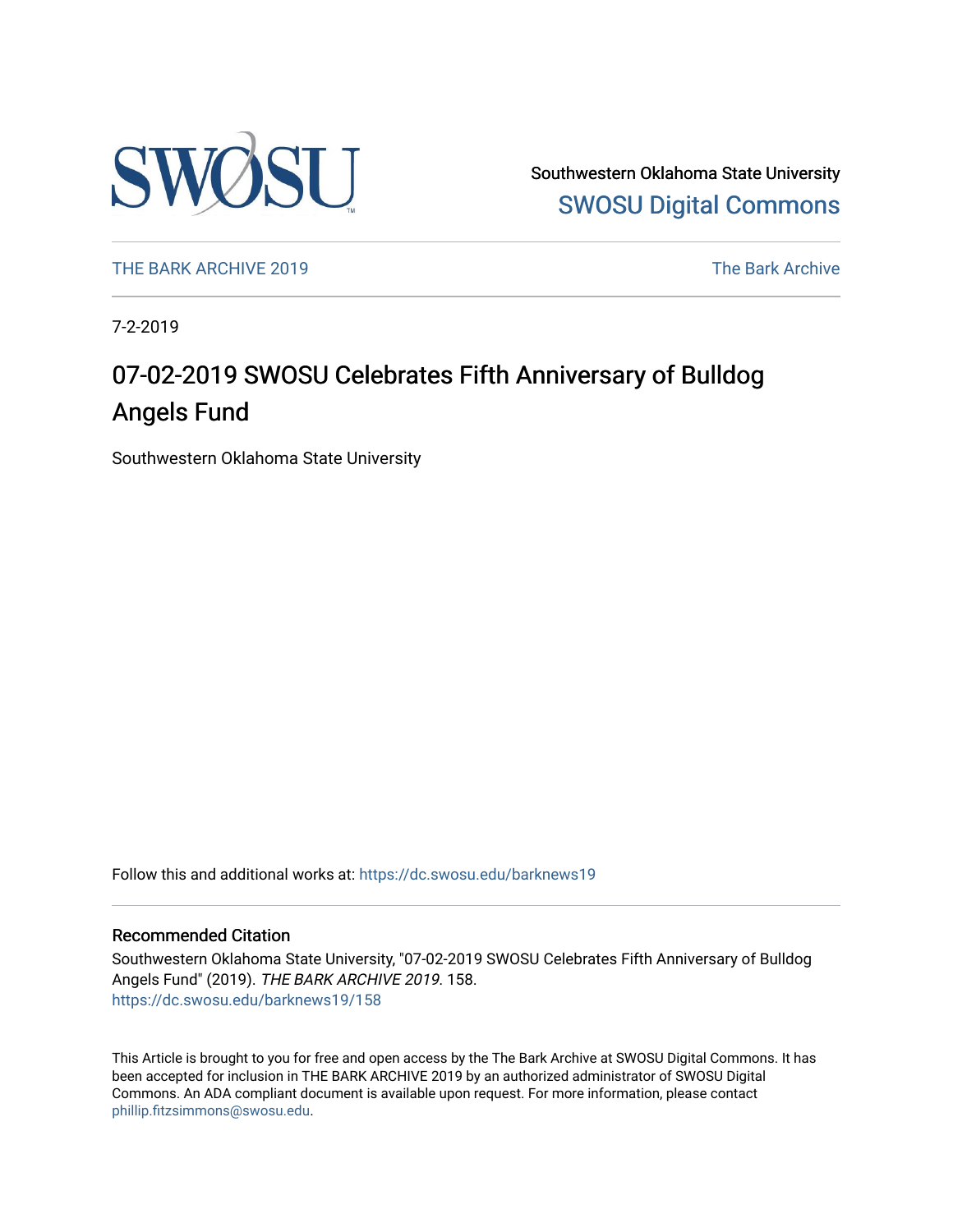Southwestern Oklahoma State University

SWOSU Digital Commons

THE BARK ARCHIVE 2019

The Bark Archive

7-2-2019

# 07-02-2019 SWOSU Celebrates Fifth Anniversary of Bulldog Angels Fund

Southwestern Oklahoma State University

Follow this and additional works at: https://dc.swosu.edu/barknews19

## Recommended Citation

Southwestern Oklahoma State University, "07-02-2019 SWOSU Celebrates Fifth Anniversary of Bulldog Angels Fund" (2019). *THE BARK ARCHIVE 2019*. 158.
https://dc.swosu.edu/barknews19/158

This Article is brought to you for free and open access by the The Bark Archive at SWOSU Digital Commons. It has been accepted for inclusion in THE BARK ARCHIVE 2019 by an authorized administrator of SWOSU Digital Commons. An ADA compliant document is available upon request. For more information, please contact phillip.fitzsimmons@swosu.edu.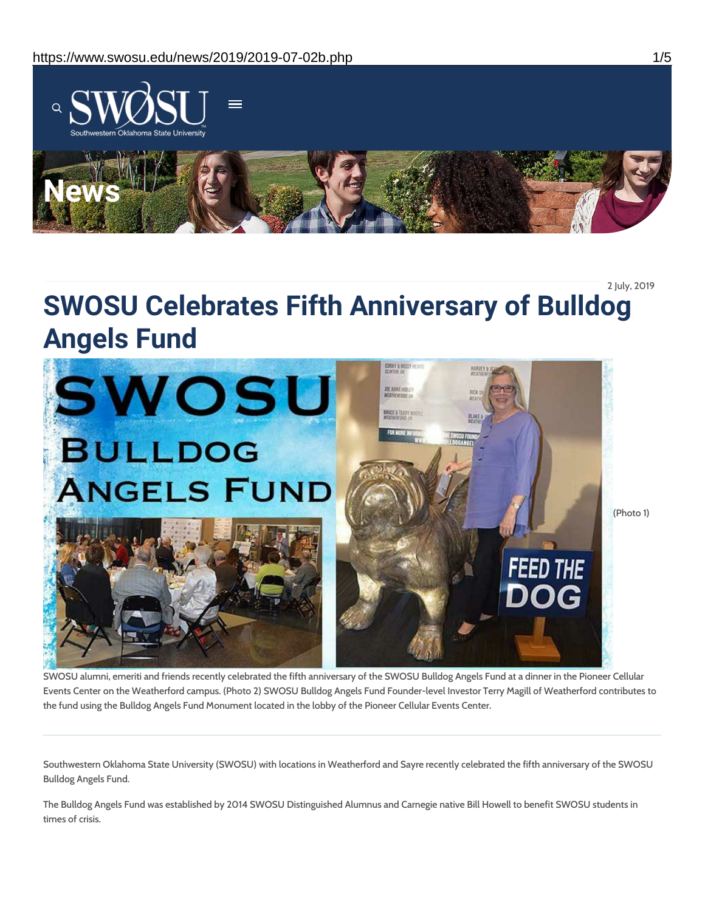2 July, 2019

# SWOSU Celebrates Fifth Anniversary of Bulldog Angels Fund

(Photo 1)

SWOSU alumni, emeriti and friends recently celebrated the fifth anniversary of the SWOSU Bulldog Angels Fund at a dinner in the Pioneer Cellular Events Center on the Weatherford campus. (Photo 2) SWOSU Bulldog Angels Fund Founder-level Investor Terry Magill of Weatherford contributes to the fund using the Bulldog Angels Fund Monument located in the lobby of the Pioneer Cellular Events Center.

---

Southwestern Oklahoma State University (SWOSU) with locations in Weatherford and Sayre recently celebrated the fifth anniversary of the SWOSU Bulldog Angels Fund.

The Bulldog Angels Fund was established by 2014 SWOSU Distinguished Alumnus and Carnegie native Bill Howell to benefit SWOSU students in times of crisis.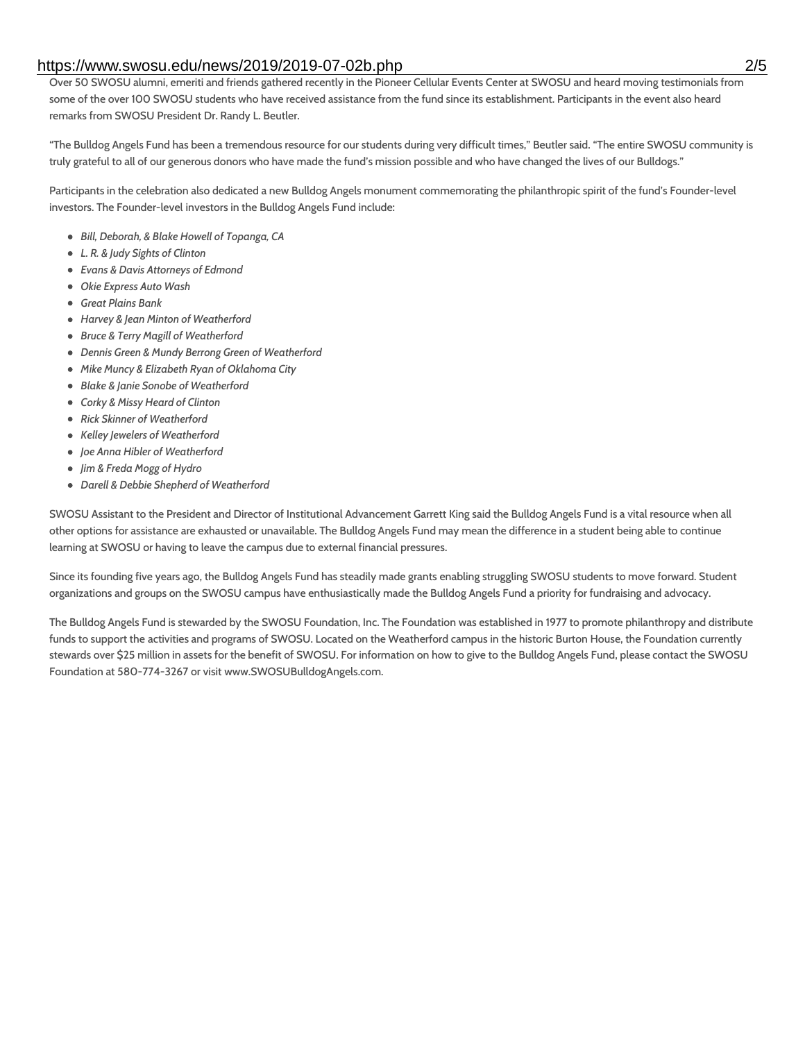Over 50 SWOSU alumni, emeriti and friends gathered recently in the Pioneer Cellular Events Center at SWOSU and heard moving testimonials from some of the over 100 SWOSU students who have received assistance from the fund since its establishment. Participants in the event also heard remarks from SWOSU President Dr. Randy L. Beutler.

"The Bulldog Angels Fund has been a tremendous resource for our students during very difficult times," Beutler said. "The entire SWOSU community is truly grateful to all of our generous donors who have made the fund's mission possible and who have changed the lives of our Bulldogs."

Participants in the celebration also dedicated a new Bulldog Angels monument commemorating the philanthropic spirit of the fund's Founder-level investors. The Founder-level investors in the Bulldog Angels Fund include:

- *Bill, Deborah, & Blake Howell of Topanga, CA*
- *L. R. & Judy Sights of Clinton*
- *Evans & Davis Attorneys of Edmond*
- *Okie Express Auto Wash*
- *Great Plains Bank*
- *Harvey & Jean Minton of Weatherford*
- *Bruce & Terry Magill of Weatherford*
- *Dennis Green & Mundy Berrong Green of Weatherford*
- *Mike Muncy & Elizabeth Ryan of Oklahoma City*
- *Blake & Janie Sonobe of Weatherford*
- *Corky & Missy Heard of Clinton*
- *Rick Skinner of Weatherford*
- *Kelley Jewelers of Weatherford*
- *Joe Anna Hibler of Weatherford*
- *Jim & Freda Mogg of Hydro*
- *Darell & Debbie Shepherd of Weatherford*

SWOSU Assistant to the President and Director of Institutional Advancement Garrett King said the Bulldog Angels Fund is a vital resource when all other options for assistance are exhausted or unavailable. The Bulldog Angels Fund may mean the difference in a student being able to continue learning at SWOSU or having to leave the campus due to external financial pressures.

Since its founding five years ago, the Bulldog Angels Fund has steadily made grants enabling struggling SWOSU students to move forward. Student organizations and groups on the SWOSU campus have enthusiastically made the Bulldog Angels Fund a priority for fundraising and advocacy.

The Bulldog Angels Fund is stewarded by the SWOSU Foundation, Inc. The Foundation was established in 1977 to promote philanthropy and distribute funds to support the activities and programs of SWOSU. Located on the Weatherford campus in the historic Burton House, the Foundation currently stewards over $25 million in assets for the benefit of SWOSU. For information on how to give to the Bulldog Angels Fund, please contact the SWOSU Foundation at 580-774-3267 or visit www.SWOSUBulldogAngels.com.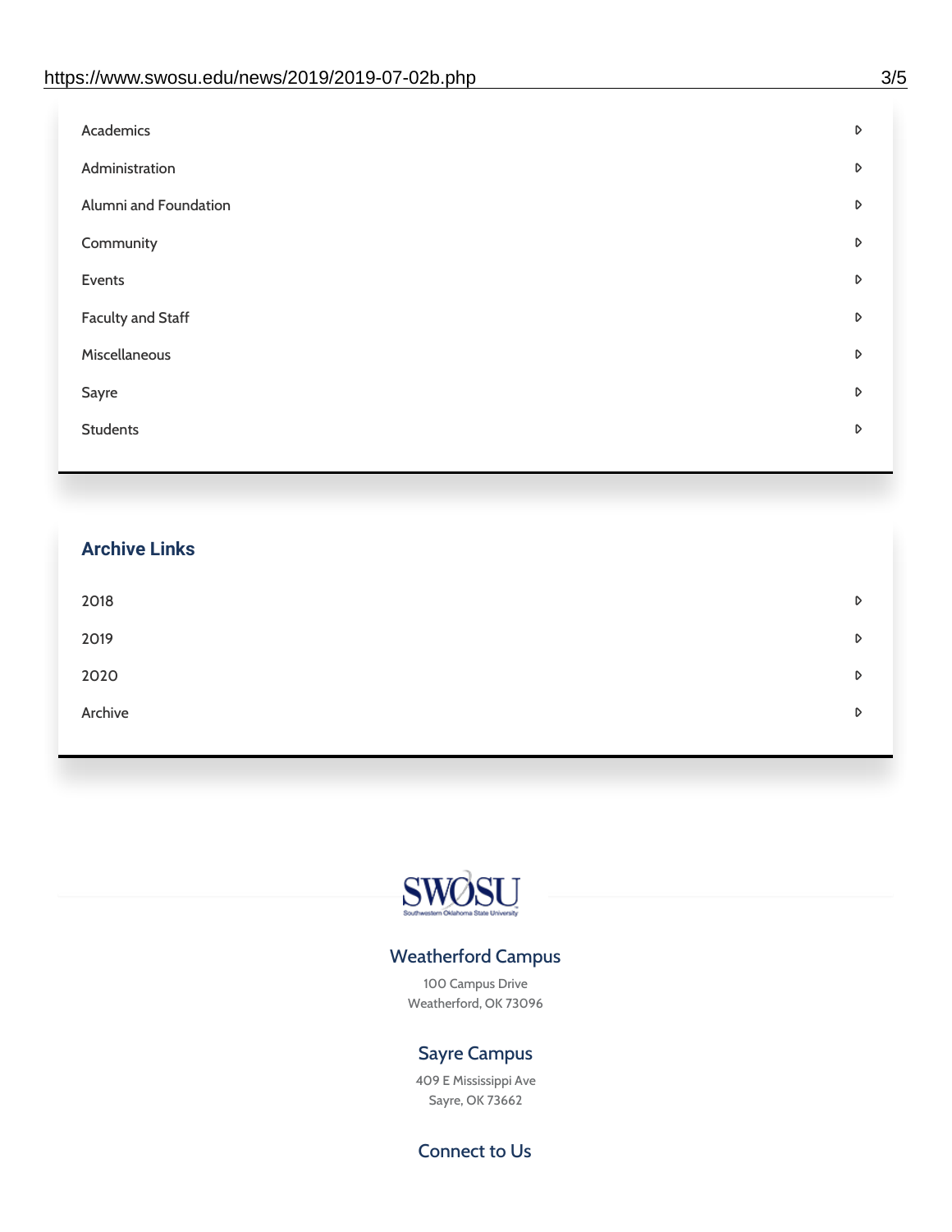- Academics
- Administration
- Alumni and Foundation
- Community
- Events
- Faculty and Staff
- Miscellaneous
- Sayre
- Students

## Archive Links

- 2018
- 2019
- 2020
- Archive

SWOSU
Southwestern Oklahoma State University

### Weatherford Campus

100 Campus Drive
Weatherford, OK 73096

### Sayre Campus

409 E Mississippi Ave
Sayre, OK 73662

### Connect to Us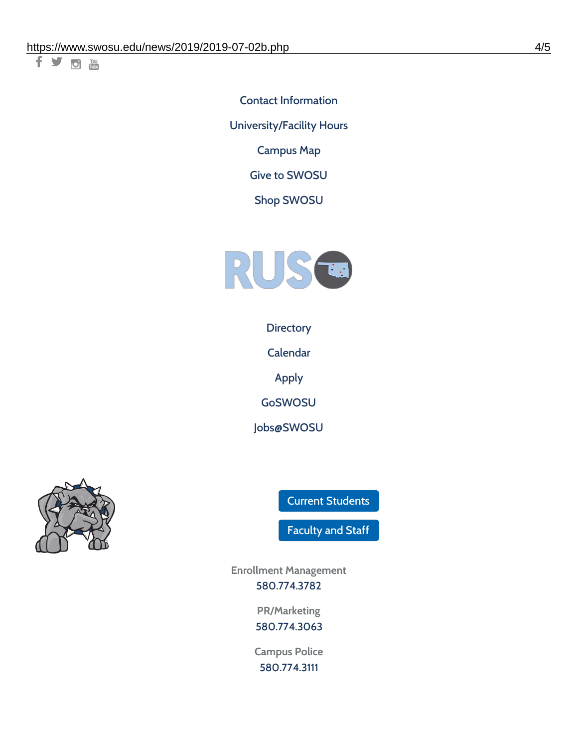Contact Information

University/Facility Hours

Campus Map

Give to SWOSU

Shop SWOSU

Directory

Calendar

Apply

GoSWOSU

Jobs@SWOSU

Current Students

Faculty and Staff

Enrollment Management
580.774.3782

PR/Marketing
580.774.3063

Campus Police
580.774.3111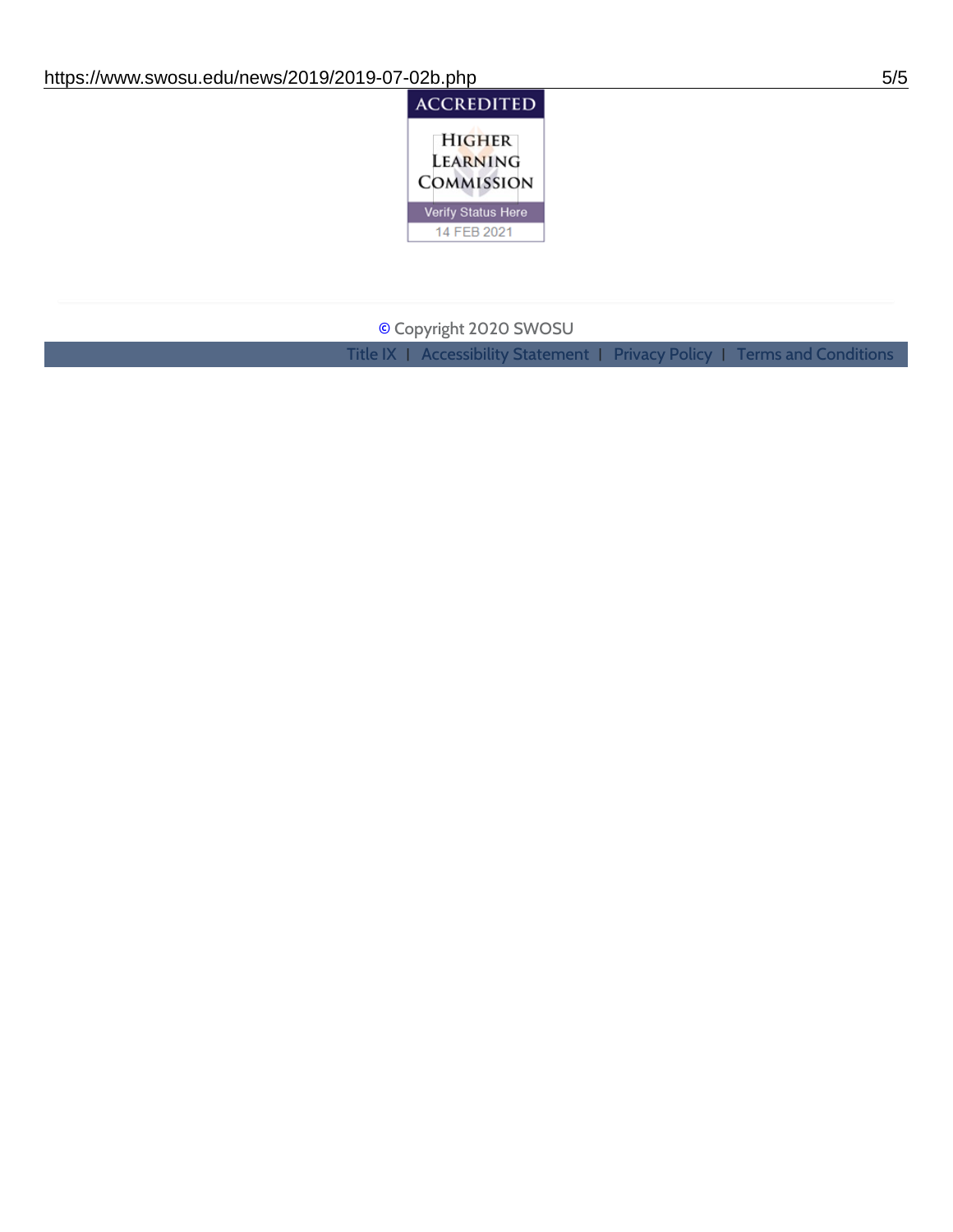ACCREDITED

HIGHER LEARNING COMMISSION

Verify Status Here

14 FEB 2021

© Copyright 2020 SWOSU

Title IX | Accessibility Statement | Privacy Policy | Terms and Conditions